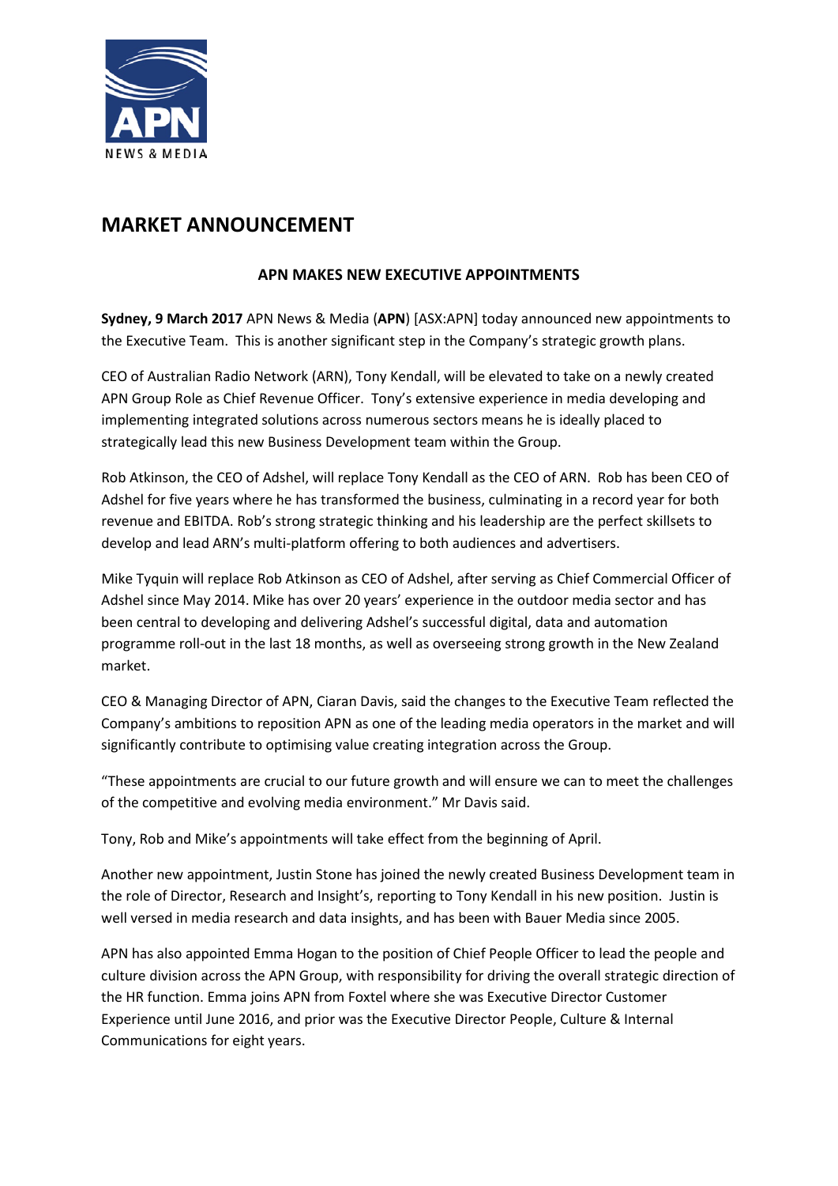# MARKET ANNOUNCEMENT

## APN MAKES NEW EXECUTIVE APPOINTMENTS

**Sydney, 9 March 2017** APN News & Media (**APN**) [ASX:APN] today announced new appointments to the Executive Team. This is another significant step in the Company's strategic growth plans.

CEO of Australian Radio Network (ARN), Tony Kendall, will be elevated to take on a newly created APN Group Role as Chief Revenue Officer. Tony's extensive experience in media developing and implementing integrated solutions across numerous sectors means he is ideally placed to strategically lead this new Business Development team within the Group.

Rob Atkinson, the CEO of Adshel, will replace Tony Kendall as the CEO of ARN. Rob has been CEO of Adshel for five years where he has transformed the business, culminating in a record year for both revenue and EBITDA. Rob's strong strategic thinking and his leadership are the perfect skillsets to develop and lead ARN's multi-platform offering to both audiences and advertisers.

Mike Tyquin will replace Rob Atkinson as CEO of Adshel, after serving as Chief Commercial Officer of Adshel since May 2014. Mike has over 20 years' experience in the outdoor media sector and has been central to developing and delivering Adshel's successful digital, data and automation programme roll-out in the last 18 months, as well as overseeing strong growth in the New Zealand market.

CEO & Managing Director of APN, Ciaran Davis, said the changes to the Executive Team reflected the Company's ambitions to reposition APN as one of the leading media operators in the market and will significantly contribute to optimising value creating integration across the Group.

"These appointments are crucial to our future growth and will ensure we can to meet the challenges of the competitive and evolving media environment." Mr Davis said.

Tony, Rob and Mike's appointments will take effect from the beginning of April.

Another new appointment, Justin Stone has joined the newly created Business Development team in the role of Director, Research and Insight's, reporting to Tony Kendall in his new position. Justin is well versed in media research and data insights, and has been with Bauer Media since 2005.

APN has also appointed Emma Hogan to the position of Chief People Officer to lead the people and culture division across the APN Group, with responsibility for driving the overall strategic direction of the HR function. Emma joins APN from Foxtel where she was Executive Director Customer Experience until June 2016, and prior was the Executive Director People, Culture & Internal Communications for eight years.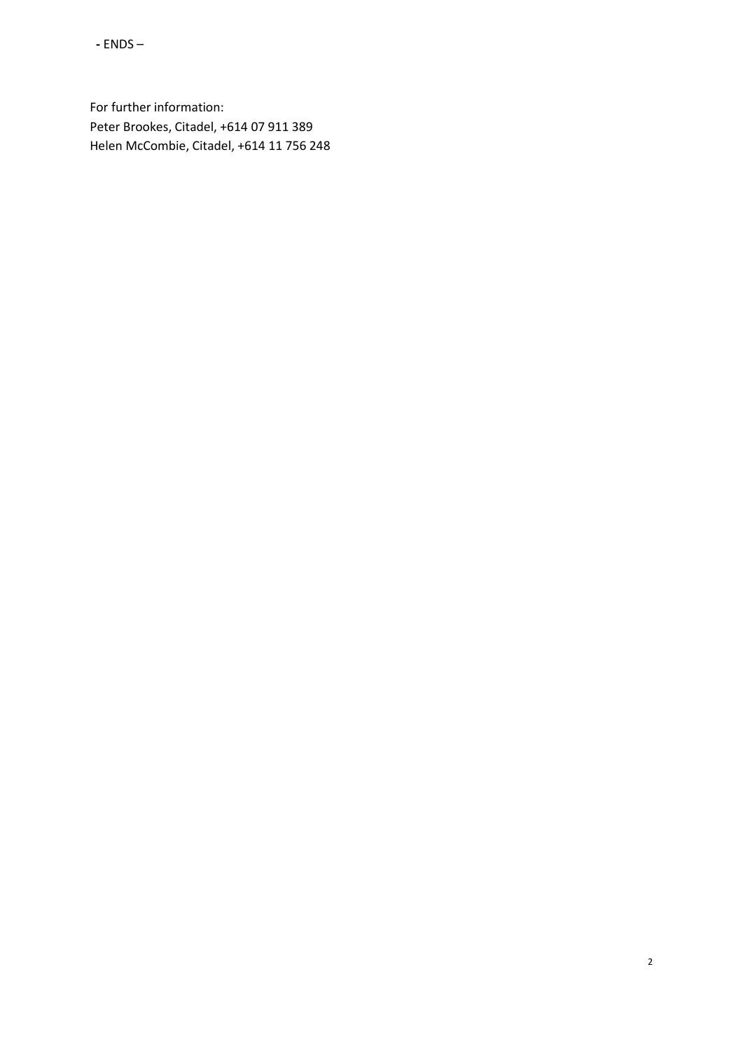- ENDS –

For further information:
Peter Brookes, Citadel, +614 07 911 389
Helen McCombie, Citadel, +614 11 756 248